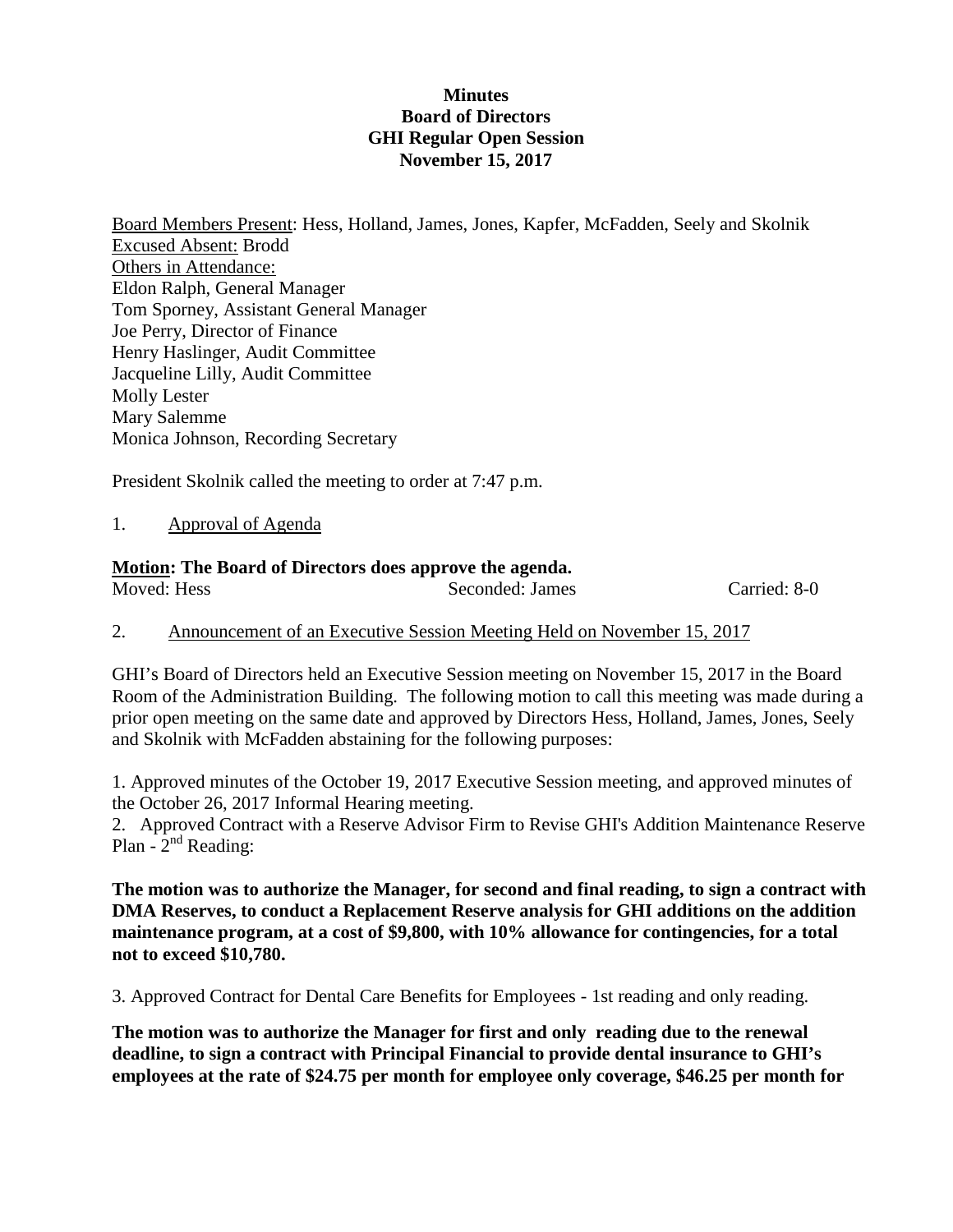# Minutes
## Board of Directors
## GHI Regular Open Session
## November 15, 2017

Board Members Present: Hess, Holland, James, Jones, Kapfer, McFadden, Seely and Skolnik
Excused Absent: Brodd
Others in Attendance:
Eldon Ralph, General Manager
Tom Sporney, Assistant General Manager
Joe Perry, Director of Finance
Henry Haslinger, Audit Committee
Jacqueline Lilly, Audit Committee
Molly Lester
Mary Salemme
Monica Johnson, Recording Secretary

President Skolnik called the meeting to order at 7:47 p.m.

1. Approval of Agenda

**Motion: The Board of Directors does approve the agenda.**
Moved: Hess    Seconded: James    Carried: 8-0

2. Announcement of an Executive Session Meeting Held on November 15, 2017

GHI's Board of Directors held an Executive Session meeting on November 15, 2017 in the Board Room of the Administration Building. The following motion to call this meeting was made during a prior open meeting on the same date and approved by Directors Hess, Holland, James, Jones, Seely and Skolnik with McFadden abstaining for the following purposes:

1. Approved minutes of the October 19, 2017 Executive Session meeting, and approved minutes of the October 26, 2017 Informal Hearing meeting.
2. Approved Contract with a Reserve Advisor Firm to Revise GHI's Addition Maintenance Reserve Plan - 2nd Reading:

**The motion was to authorize the Manager, for second and final reading, to sign a contract with DMA Reserves, to conduct a Replacement Reserve analysis for GHI additions on the addition maintenance program, at a cost of $9,800, with 10% allowance for contingencies, for a total not to exceed $10,780.**

3. Approved Contract for Dental Care Benefits for Employees - 1st reading and only reading.

**The motion was to authorize the Manager for first and only reading due to the renewal deadline, to sign a contract with Principal Financial to provide dental insurance to GHI's employees at the rate of $24.75 per month for employee only coverage, $46.25 per month for**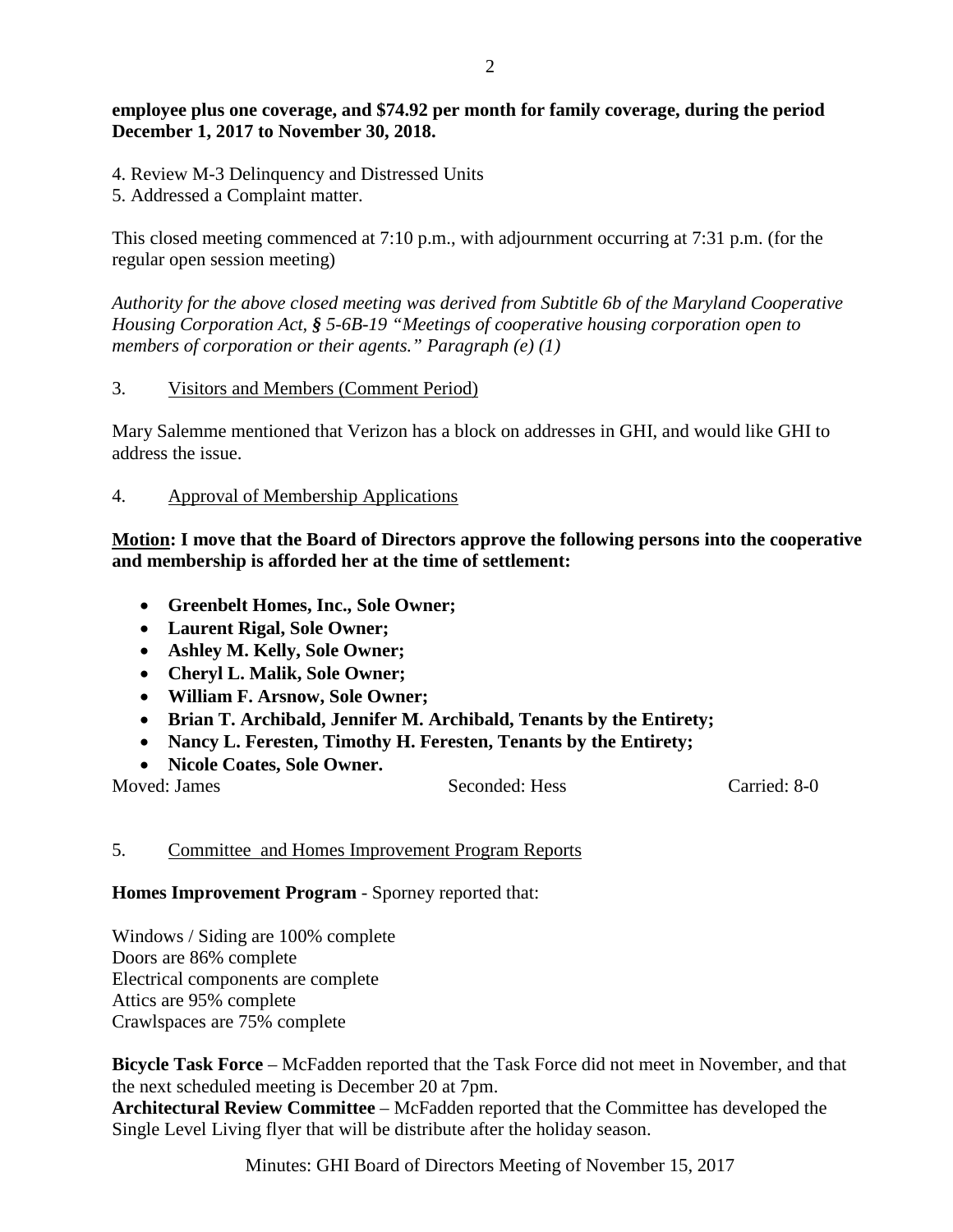**employee plus one coverage, and $74.92 per month for family coverage, during the period December 1, 2017 to November 30, 2018.**

4. Review M-3 Delinquency and Distressed Units
5. Addressed a Complaint matter.

This closed meeting commenced at 7:10 p.m., with adjournment occurring at 7:31 p.m. (for the regular open session meeting)

*Authority for the above closed meeting was derived from Subtitle 6b of the Maryland Cooperative Housing Corporation Act, § 5-6B-19 "Meetings of cooperative housing corporation open to members of corporation or their agents." Paragraph (e) (1)*

3. Visitors and Members (Comment Period)

Mary Salemme mentioned that Verizon has a block on addresses in GHI, and would like GHI to address the issue.

4. Approval of Membership Applications

**Motion: I move that the Board of Directors approve the following persons into the cooperative and membership is afforded her at the time of settlement:**

- **Greenbelt Homes, Inc., Sole Owner;**
- **Laurent Rigal, Sole Owner;**
- **Ashley M. Kelly, Sole Owner;**
- **Cheryl L. Malik, Sole Owner;**
- **William F. Arsnow, Sole Owner;**
- **Brian T. Archibald, Jennifer M. Archibald, Tenants by the Entirety;**
- **Nancy L. Feresten, Timothy H. Feresten, Tenants by the Entirety;**
- **Nicole Coates, Sole Owner.**

Moved: James Seconded: Hess Carried: 8-0

5. Committee and Homes Improvement Program Reports

**Homes Improvement Program** - Sporney reported that:

Windows / Siding are 100% complete
Doors are 86% complete
Electrical components are complete
Attics are 95% complete
Crawlspaces are 75% complete

**Bicycle Task Force** – McFadden reported that the Task Force did not meet in November, and that the next scheduled meeting is December 20 at 7pm.

**Architectural Review Committee** – McFadden reported that the Committee has developed the Single Level Living flyer that will be distribute after the holiday season.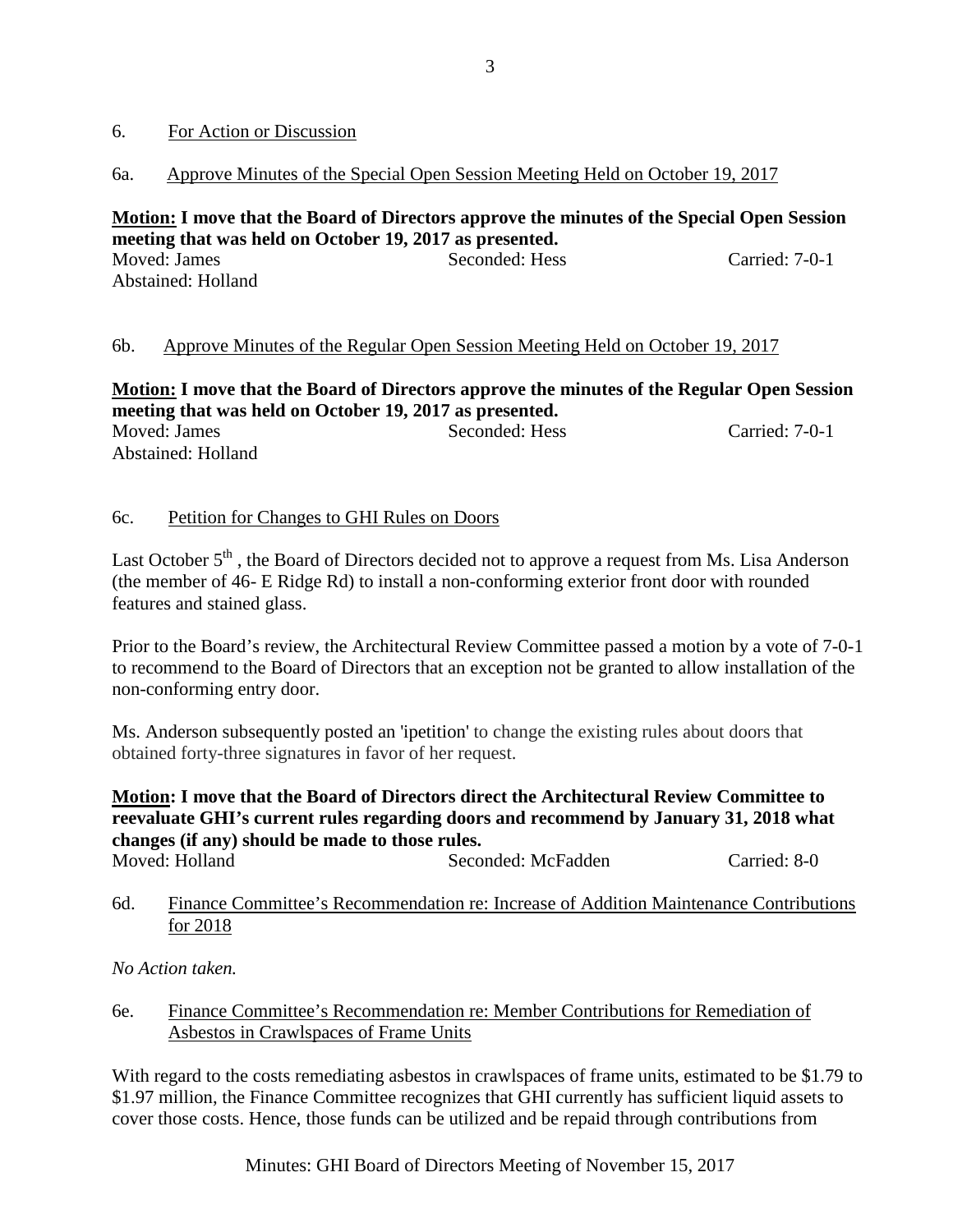6. For Action or Discussion

6a. Approve Minutes of the Special Open Session Meeting Held on October 19, 2017

**Motion: I move that the Board of Directors approve the minutes of the Special Open Session meeting that was held on October 19, 2017 as presented.**

Moved: James  Seconded: Hess  Carried: 7-0-1
Abstained: Holland

6b. Approve Minutes of the Regular Open Session Meeting Held on October 19, 2017

**Motion: I move that the Board of Directors approve the minutes of the Regular Open Session meeting that was held on October 19, 2017 as presented.**

Moved: James  Seconded: Hess  Carried: 7-0-1
Abstained: Holland

6c. Petition for Changes to GHI Rules on Doors

Last October 5th , the Board of Directors decided not to approve a request from Ms. Lisa Anderson (the member of 46- E Ridge Rd) to install a non-conforming exterior front door with rounded features and stained glass.

Prior to the Board's review, the Architectural Review Committee passed a motion by a vote of 7-0-1 to recommend to the Board of Directors that an exception not be granted to allow installation of the non-conforming entry door.

Ms. Anderson subsequently posted an 'ipetition' to change the existing rules about doors that obtained forty-three signatures in favor of her request.

**Motion: I move that the Board of Directors direct the Architectural Review Committee to reevaluate GHI's current rules regarding doors and recommend by January 31, 2018 what changes (if any) should be made to those rules.**

Moved: Holland  Seconded: McFadden  Carried: 8-0

6d. Finance Committee's Recommendation re: Increase of Addition Maintenance Contributions for 2018

*No Action taken.*

6e. Finance Committee's Recommendation re: Member Contributions for Remediation of Asbestos in Crawlspaces of Frame Units

With regard to the costs remediating asbestos in crawlspaces of frame units, estimated to be \$1.79 to \$1.97 million, the Finance Committee recognizes that GHI currently has sufficient liquid assets to cover those costs. Hence, those funds can be utilized and be repaid through contributions from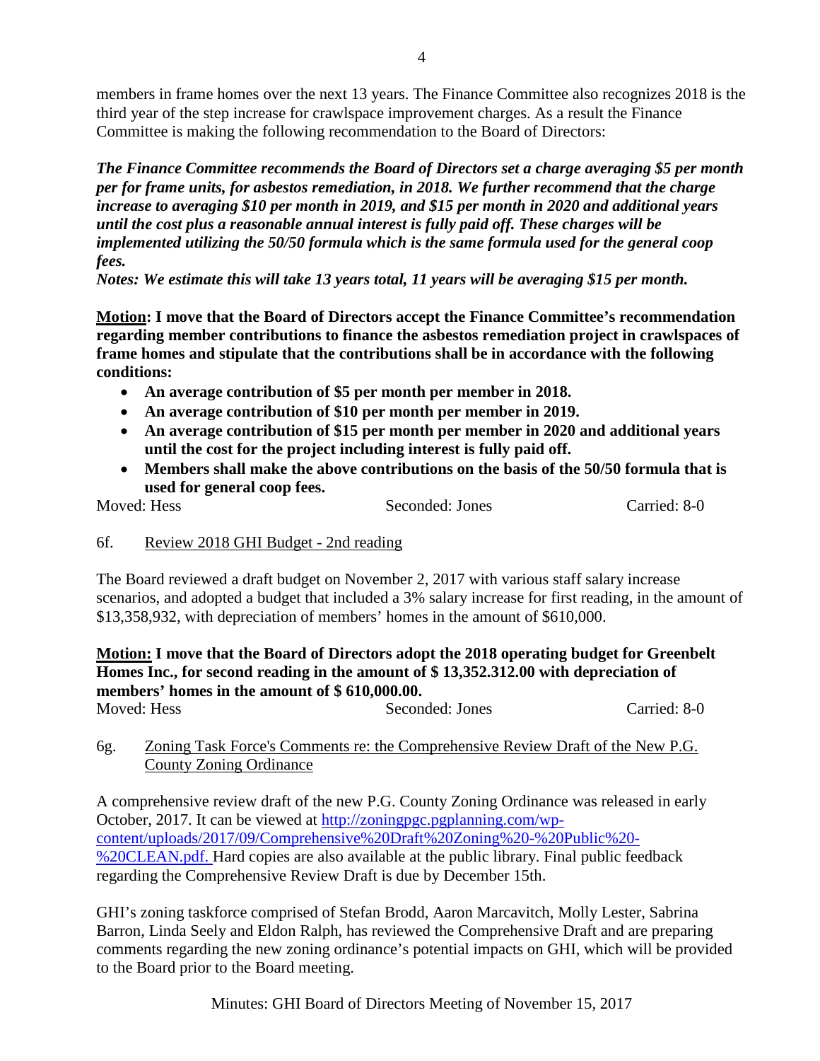members in frame homes over the next 13 years. The Finance Committee also recognizes 2018 is the third year of the step increase for crawlspace improvement charges. As a result the Finance Committee is making the following recommendation to the Board of Directors:

***The Finance Committee recommends the Board of Directors set a charge averaging $5 per month per for frame units, for asbestos remediation, in 2018. We further recommend that the charge increase to averaging $10 per month in 2019, and $15 per month in 2020 and additional years until the cost plus a reasonable annual interest is fully paid off. These charges will be implemented utilizing the 50/50 formula which is the same formula used for the general coop fees.***

***Notes: We estimate this will take 13 years total, 11 years will be averaging $15 per month.***

**<u>Motion</u>: I move that the Board of Directors accept the Finance Committee's recommendation regarding member contributions to finance the asbestos remediation project in crawlspaces of frame homes and stipulate that the contributions shall be in accordance with the following conditions:**

- **An average contribution of $5 per month per member in 2018.**
- **An average contribution of $10 per month per member in 2019.**
- **An average contribution of $15 per month per member in 2020 and additional years until the cost for the project including interest is fully paid off.**
- **Members shall make the above contributions on the basis of the 50/50 formula that is used for general coop fees.**

Moved: Hess Seconded: Jones Carried: 8-0

6f. <u>Review 2018 GHI Budget - 2nd reading</u>

The Board reviewed a draft budget on November 2, 2017 with various staff salary increase scenarios, and adopted a budget that included a 3% salary increase for first reading, in the amount of $13,358,932, with depreciation of members' homes in the amount of $610,000.

**<u>Motion:</u> I move that the Board of Directors adopt the 2018 operating budget for Greenbelt Homes Inc., for second reading in the amount of $ 13,352.312.00 with depreciation of members' homes in the amount of $ 610,000.00.**

Moved: Hess Seconded: Jones Carried: 8-0

6g. <u>Zoning Task Force's Comments re: the Comprehensive Review Draft of the New P.G. County Zoning Ordinance</u>

A comprehensive review draft of the new P.G. County Zoning Ordinance was released in early October, 2017. It can be viewed at http://zoningpgc.pgplanning.com/wp-content/uploads/2017/09/Comprehensive%20Draft%20Zoning%20-%20Public%20-%20CLEAN.pdf. Hard copies are also available at the public library. Final public feedback regarding the Comprehensive Review Draft is due by December 15th.

GHI's zoning taskforce comprised of Stefan Brodd, Aaron Marcavitch, Molly Lester, Sabrina Barron, Linda Seely and Eldon Ralph, has reviewed the Comprehensive Draft and are preparing comments regarding the new zoning ordinance's potential impacts on GHI, which will be provided to the Board prior to the Board meeting.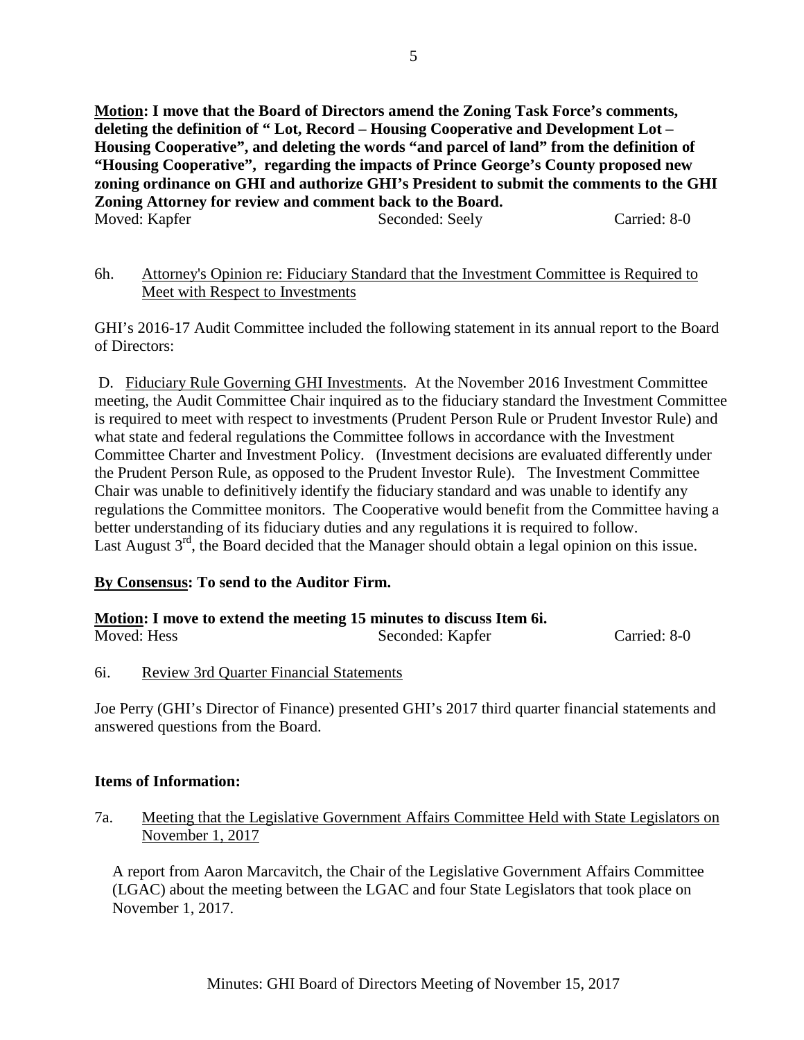**Motion: I move that the Board of Directors amend the Zoning Task Force's comments, deleting the definition of " Lot, Record – Housing Cooperative and Development Lot – Housing Cooperative", and deleting the words "and parcel of land" from the definition of "Housing Cooperative", regarding the impacts of Prince George's County proposed new zoning ordinance on GHI and authorize GHI's President to submit the comments to the GHI Zoning Attorney for review and comment back to the Board.**

Moved: Kapfer    Seconded: Seely    Carried: 8-0

6h. Attorney's Opinion re: Fiduciary Standard that the Investment Committee is Required to Meet with Respect to Investments

GHI's 2016-17 Audit Committee included the following statement in its annual report to the Board of Directors:

D. Fiduciary Rule Governing GHI Investments. At the November 2016 Investment Committee meeting, the Audit Committee Chair inquired as to the fiduciary standard the Investment Committee is required to meet with respect to investments (Prudent Person Rule or Prudent Investor Rule) and what state and federal regulations the Committee follows in accordance with the Investment Committee Charter and Investment Policy. (Investment decisions are evaluated differently under the Prudent Person Rule, as opposed to the Prudent Investor Rule). The Investment Committee Chair was unable to definitively identify the fiduciary standard and was unable to identify any regulations the Committee monitors. The Cooperative would benefit from the Committee having a better understanding of its fiduciary duties and any regulations it is required to follow.
Last August 3rd, the Board decided that the Manager should obtain a legal opinion on this issue.

**By Consensus: To send to the Auditor Firm.**

**Motion: I move to extend the meeting 15 minutes to discuss Item 6i.**

Moved: Hess    Seconded: Kapfer    Carried: 8-0

6i. Review 3rd Quarter Financial Statements

Joe Perry (GHI's Director of Finance) presented GHI's 2017 third quarter financial statements and answered questions from the Board.

**Items of Information:**

7a. Meeting that the Legislative Government Affairs Committee Held with State Legislators on November 1, 2017

A report from Aaron Marcavitch, the Chair of the Legislative Government Affairs Committee (LGAC) about the meeting between the LGAC and four State Legislators that took place on November 1, 2017.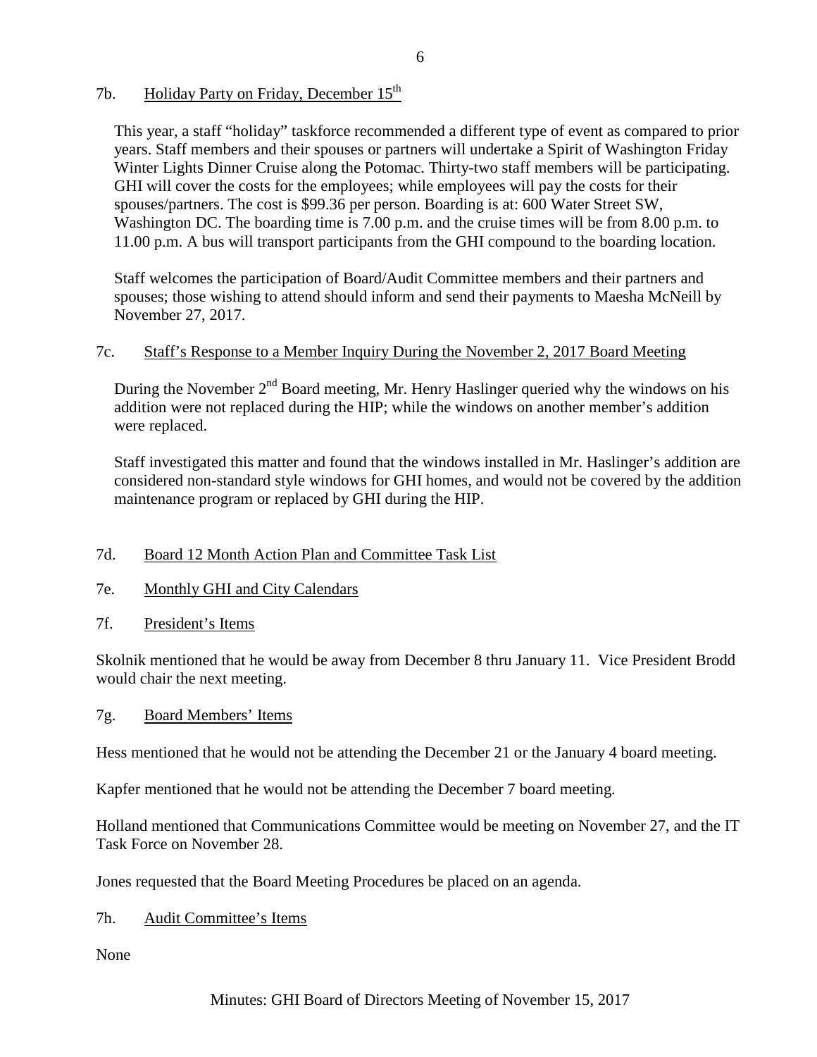### 7b. Holiday Party on Friday, December 15th

This year, a staff "holiday" taskforce recommended a different type of event as compared to prior years. Staff members and their spouses or partners will undertake a Spirit of Washington Friday Winter Lights Dinner Cruise along the Potomac. Thirty-two staff members will be participating. GHI will cover the costs for the employees; while employees will pay the costs for their spouses/partners. The cost is $99.36 per person. Boarding is at: 600 Water Street SW, Washington DC. The boarding time is 7.00 p.m. and the cruise times will be from 8.00 p.m. to 11.00 p.m. A bus will transport participants from the GHI compound to the boarding location.

Staff welcomes the participation of Board/Audit Committee members and their partners and spouses; those wishing to attend should inform and send their payments to Maesha McNeill by November 27, 2017.

### 7c. Staff's Response to a Member Inquiry During the November 2, 2017 Board Meeting

During the November 2nd Board meeting, Mr. Henry Haslinger queried why the windows on his addition were not replaced during the HIP; while the windows on another member's addition were replaced.

Staff investigated this matter and found that the windows installed in Mr. Haslinger's addition are considered non-standard style windows for GHI homes, and would not be covered by the addition maintenance program or replaced by GHI during the HIP.

### 7d. Board 12 Month Action Plan and Committee Task List

### 7e. Monthly GHI and City Calendars

### 7f. President's Items

Skolnik mentioned that he would be away from December 8 thru January 11. Vice President Brodd would chair the next meeting.

### 7g. Board Members' Items

Hess mentioned that he would not be attending the December 21 or the January 4 board meeting.

Kapfer mentioned that he would not be attending the December 7 board meeting.

Holland mentioned that Communications Committee would be meeting on November 27, and the IT Task Force on November 28.

Jones requested that the Board Meeting Procedures be placed on an agenda.

### 7h. Audit Committee's Items

None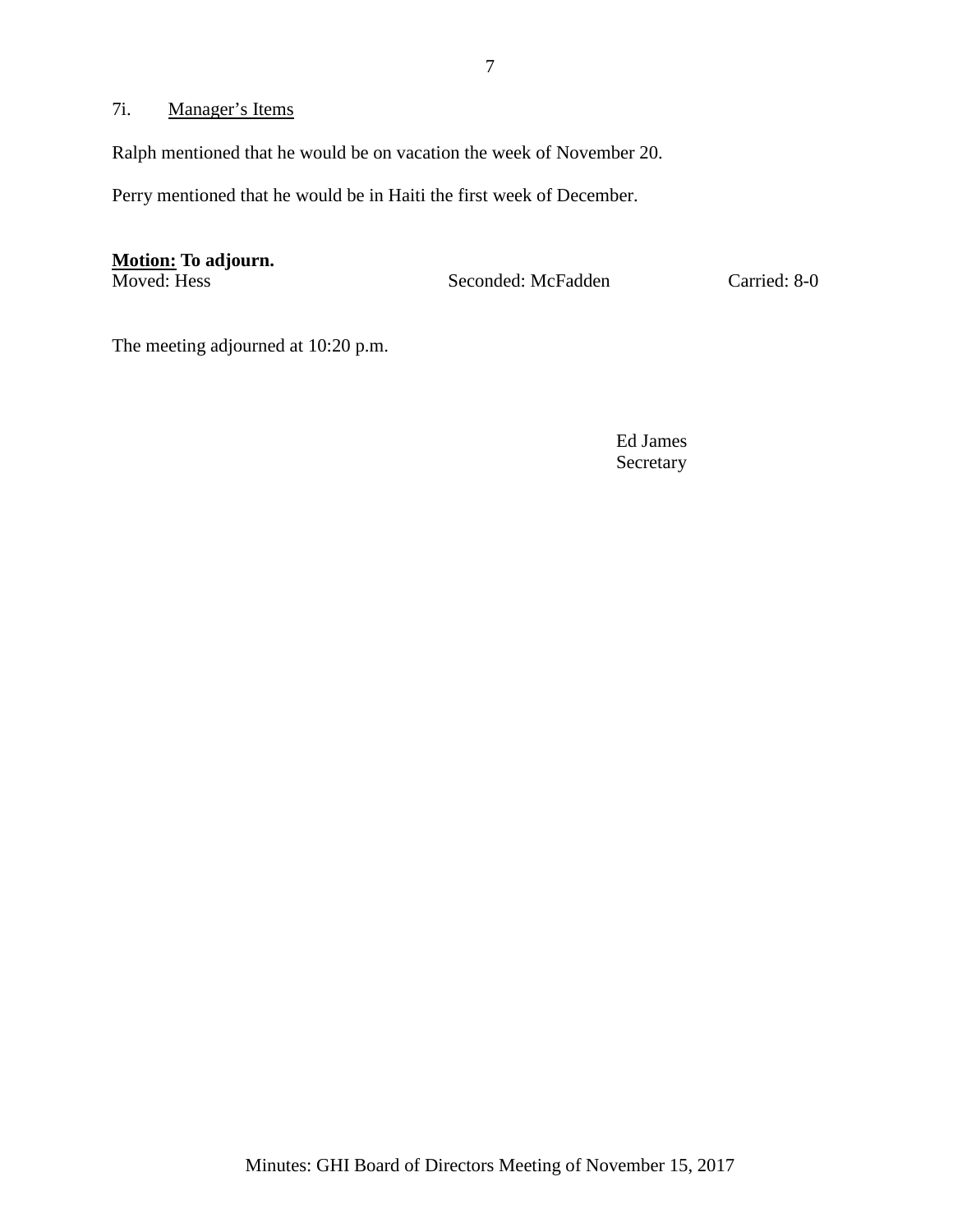7i. Manager's Items

Ralph mentioned that he would be on vacation the week of November 20.

Perry mentioned that he would be in Haiti the first week of December.

**Motion: To adjourn.**
Moved: Hess Seconded: McFadden Carried: 8-0

The meeting adjourned at 10:20 p.m.

Ed James
Secretary